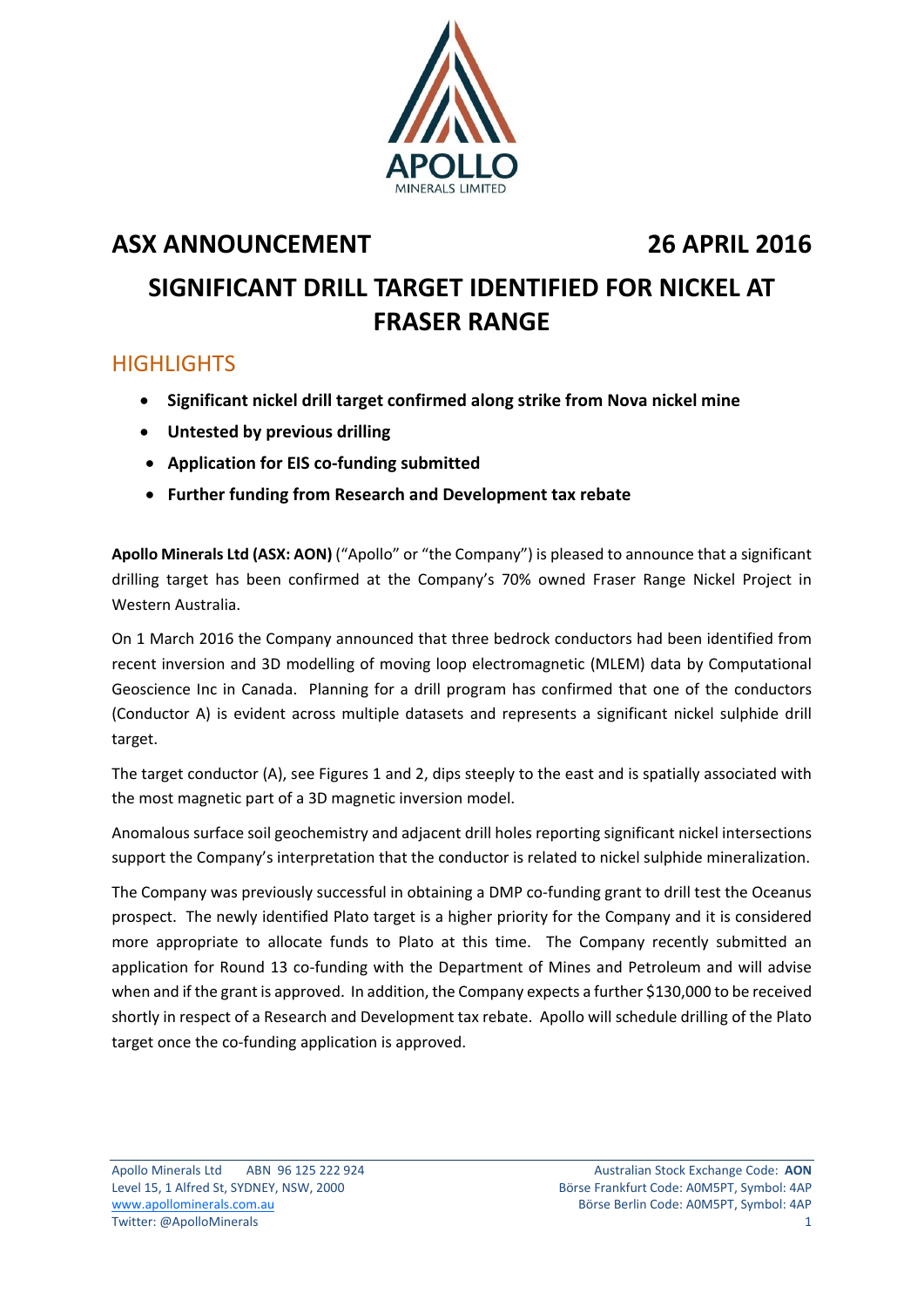**ASX ANNOUNCEMENT 26 APRIL 2016**

# SIGNIFICANT DRILL TARGET IDENTIFIED FOR NICKEL AT FRASER RANGE

## HIGHLIGHTS

- **Significant nickel drill target confirmed along strike from Nova nickel mine**
- **Untested by previous drilling**
- **Application for EIS co-funding submitted**
- **Further funding from Research and Development tax rebate**

**Apollo Minerals Ltd (ASX: AON)** ("Apollo" or "the Company") is pleased to announce that a significant drilling target has been confirmed at the Company's 70% owned Fraser Range Nickel Project in Western Australia.

On 1 March 2016 the Company announced that three bedrock conductors had been identified from recent inversion and 3D modelling of moving loop electromagnetic (MLEM) data by Computational Geoscience Inc in Canada. Planning for a drill program has confirmed that one of the conductors (Conductor A) is evident across multiple datasets and represents a significant nickel sulphide drill target.

The target conductor (A), see Figures 1 and 2, dips steeply to the east and is spatially associated with the most magnetic part of a 3D magnetic inversion model.

Anomalous surface soil geochemistry and adjacent drill holes reporting significant nickel intersections support the Company's interpretation that the conductor is related to nickel sulphide mineralization.

The Company was previously successful in obtaining a DMP co-funding grant to drill test the Oceanus prospect. The newly identified Plato target is a higher priority for the Company and it is considered more appropriate to allocate funds to Plato at this time. The Company recently submitted an application for Round 13 co-funding with the Department of Mines and Petroleum and will advise when and if the grant is approved. In addition, the Company expects a further $130,000 to be received shortly in respect of a Research and Development tax rebate. Apollo will schedule drilling of the Plato target once the co-funding application is approved.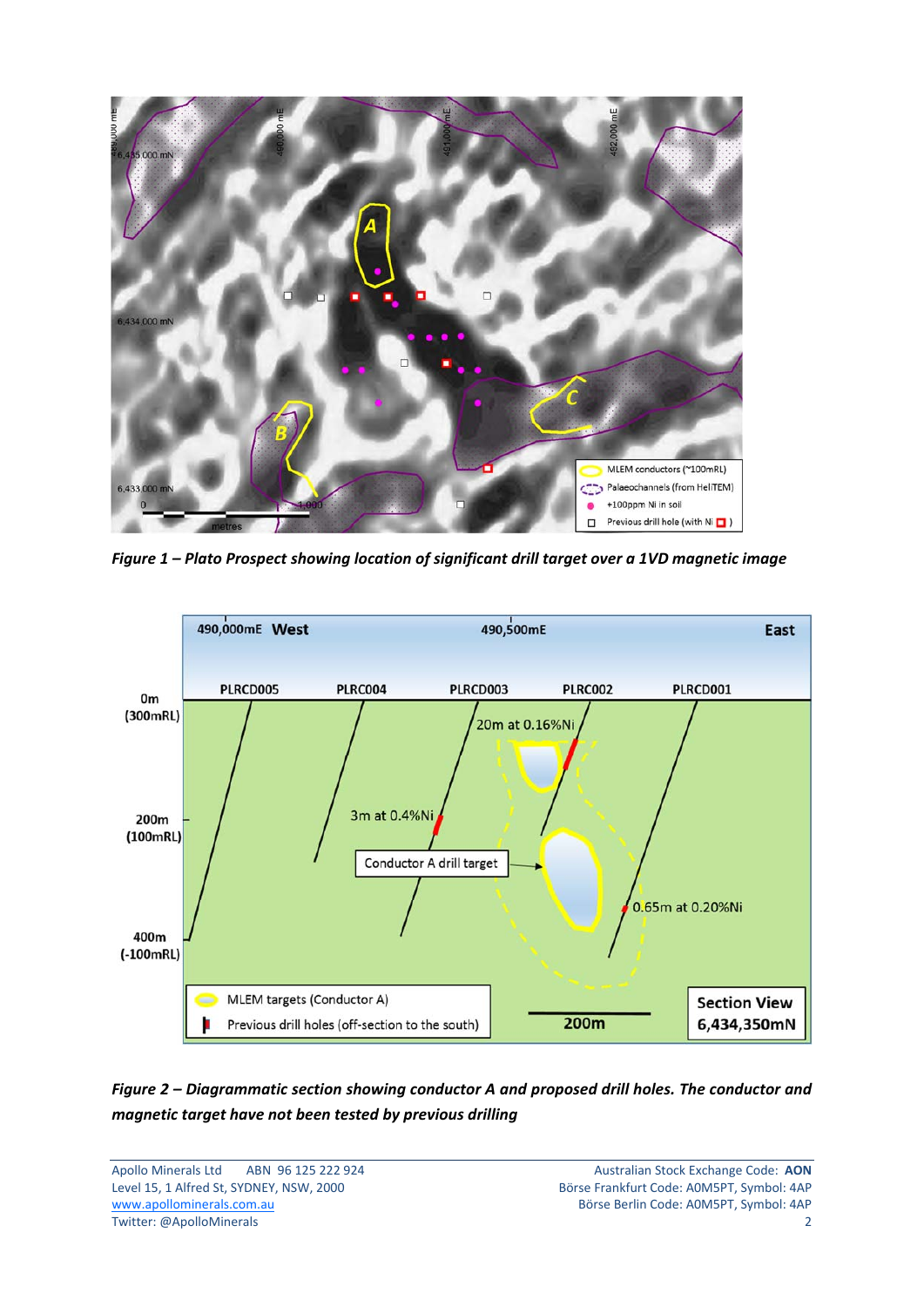*Figure 1 – Plato Prospect showing location of significant drill target over a 1VD magnetic image*

*Figure 2 – Diagrammatic section showing conductor A and proposed drill holes. The conductor and magnetic target have not been tested by previous drilling*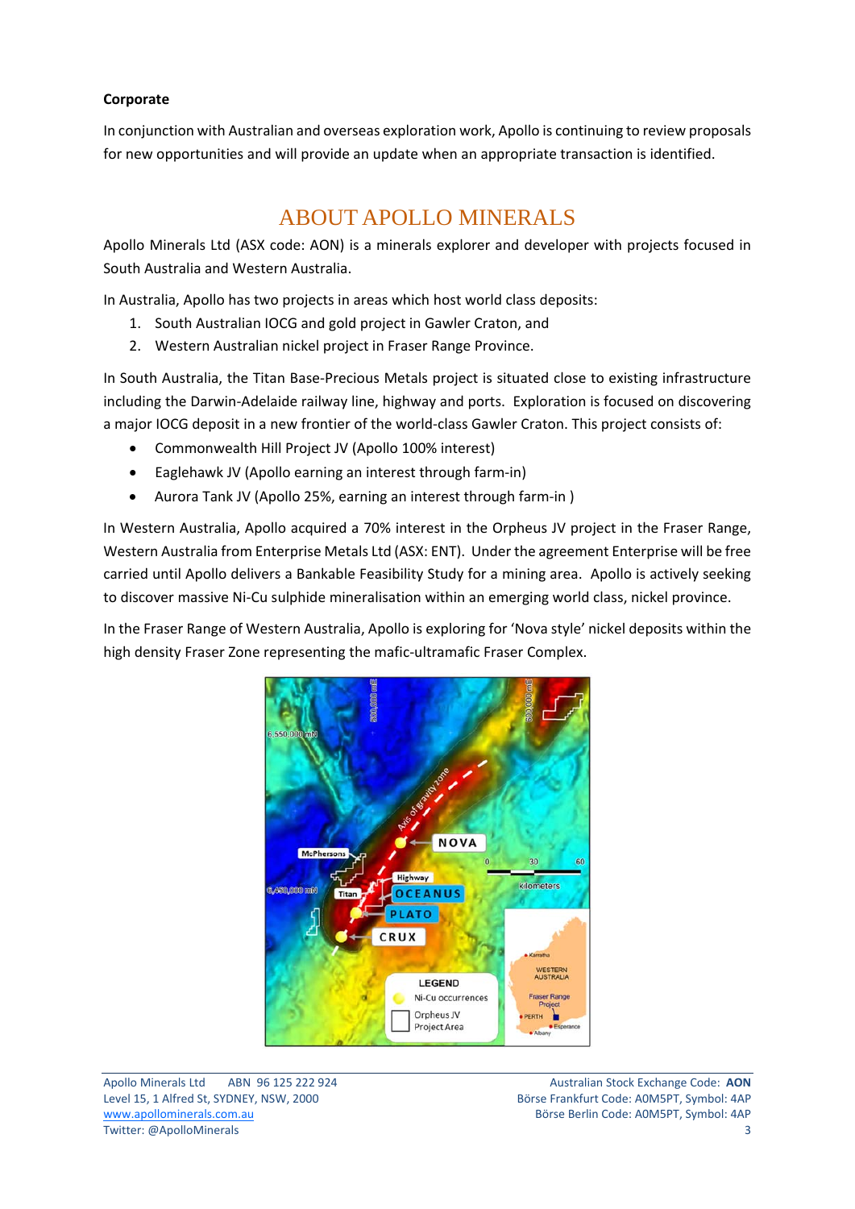**Corporate**

In conjunction with Australian and overseas exploration work, Apollo is continuing to review proposals for new opportunities and will provide an update when an appropriate transaction is identified.

# ABOUT APOLLO MINERALS

Apollo Minerals Ltd (ASX code: AON) is a minerals explorer and developer with projects focused in South Australia and Western Australia.

In Australia, Apollo has two projects in areas which host world class deposits:

1. South Australian IOCG and gold project in Gawler Craton, and
2. Western Australian nickel project in Fraser Range Province.

In South Australia, the Titan Base-Precious Metals project is situated close to existing infrastructure including the Darwin-Adelaide railway line, highway and ports. Exploration is focused on discovering a major IOCG deposit in a new frontier of the world-class Gawler Craton. This project consists of:

- Commonwealth Hill Project JV (Apollo 100% interest)
- Eaglehawk JV (Apollo earning an interest through farm-in)
- Aurora Tank JV (Apollo 25%, earning an interest through farm-in )

In Western Australia, Apollo acquired a 70% interest in the Orpheus JV project in the Fraser Range, Western Australia from Enterprise Metals Ltd (ASX: ENT). Under the agreement Enterprise will be free carried until Apollo delivers a Bankable Feasibility Study for a mining area. Apollo is actively seeking to discover massive Ni-Cu sulphide mineralisation within an emerging world class, nickel province.

In the Fraser Range of Western Australia, Apollo is exploring for 'Nova style' nickel deposits within the high density Fraser Zone representing the mafic-ultramafic Fraser Complex.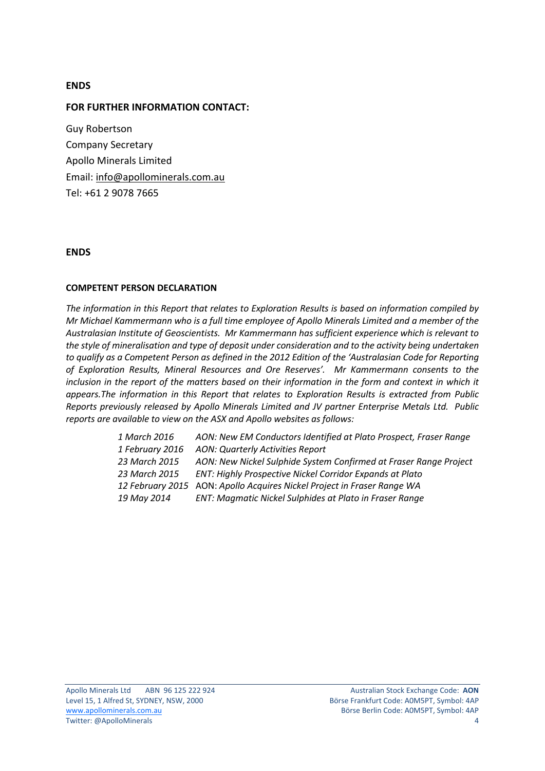**ENDS**

**FOR FURTHER INFORMATION CONTACT:**

Guy Robertson
Company Secretary
Apollo Minerals Limited
Email: info@apollominerals.com.au
Tel: +61 2 9078 7665

**ENDS**

**COMPETENT PERSON DECLARATION**

*The information in this Report that relates to Exploration Results is based on information compiled by Mr Michael Kammermann who is a full time employee of Apollo Minerals Limited and a member of the Australasian Institute of Geoscientists. Mr Kammermann has sufficient experience which is relevant to the style of mineralisation and type of deposit under consideration and to the activity being undertaken to qualify as a Competent Person as defined in the 2012 Edition of the 'Australasian Code for Reporting of Exploration Results, Mineral Resources and Ore Reserves'. Mr Kammermann consents to the inclusion in the report of the matters based on their information in the form and context in which it appears.The information in this Report that relates to Exploration Results is extracted from Public Reports previously released by Apollo Minerals Limited and JV partner Enterprise Metals Ltd. Public reports are available to view on the ASX and Apollo websites as follows:*

| | |
|---|---|
| *1 March 2016* | *AON: New EM Conductors Identified at Plato Prospect, Fraser Range* |
| *1 February 2016* | *AON: Quarterly Activities Report* |
| *23 March 2015* | *AON: New Nickel Sulphide System Confirmed at Fraser Range Project* |
| *23 March 2015* | *ENT: Highly Prospective Nickel Corridor Expands at Plato* |
| *12 February 2015* | AON: *Apollo Acquires Nickel Project in Fraser Range WA* |
| *19 May 2014* | *ENT: Magmatic Nickel Sulphides at Plato in Fraser Range* |